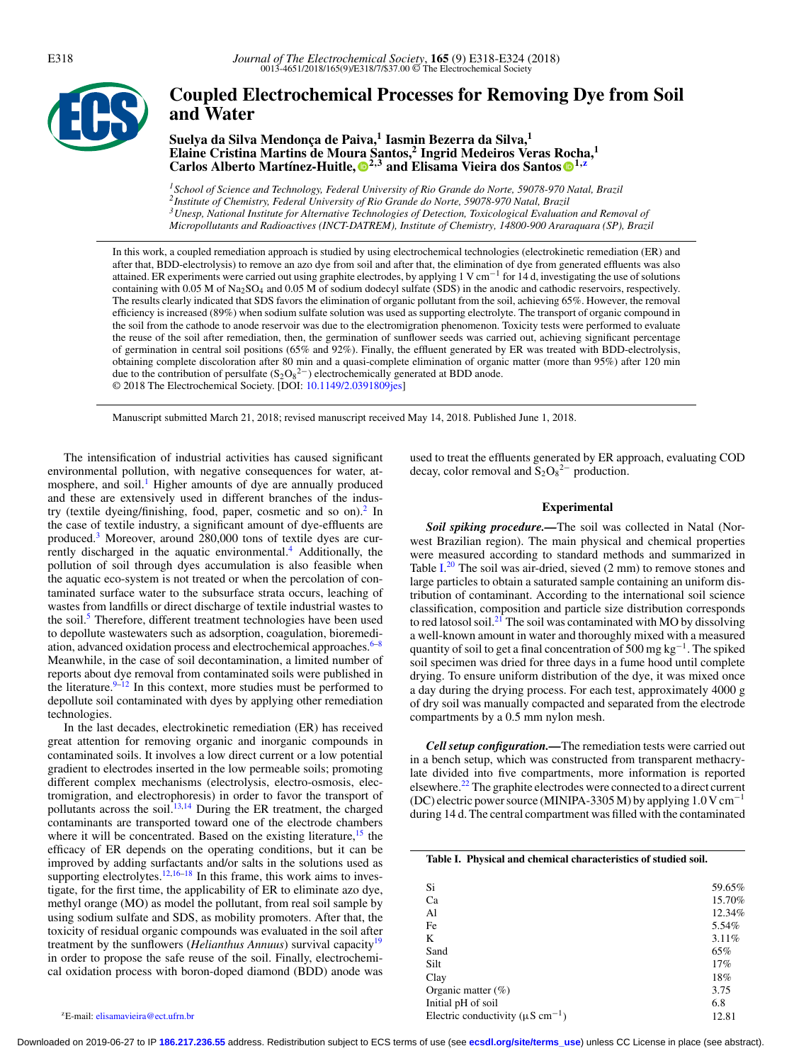# Coupled Electrochemical Processes for Removing Dye from Soil and Water

**Suelya da Silva Mendonça de Paiva,[1] Iasmin Bezerra da Silva,[1] Elaine Cristina Martins de Moura Santos,[2] Ingrid Medeiros Veras Rocha,[1] Carlos Alberto Martínez-Huitle,[2,3] and Elisama Vieira dos Santos[1,z]**

[1] *School of Science and Technology, Federal University of Rio Grande do Norte, 59078-970 Natal, Brazil*
[2] *Institute of Chemistry, Federal University of Rio Grande do Norte, 59078-970 Natal, Brazil*
[3] *Unesp, National Institute for Alternative Technologies of Detection, Toxicological Evaluation and Removal of Micropollutants and Radioactives (INCT-DATREM), Institute of Chemistry, 14800-900 Araraquara (SP), Brazil*

In this work, a coupled remediation approach is studied by using electrochemical technologies (electrokinetic remediation (ER) and after that, BDD-electrolysis) to remove an azo dye from soil and after that, the elimination of dye from generated effluents was also attained. ER experiments were carried out using graphite electrodes, by applying 1 V $cm^{-1}$ for 14 d, investigating the use of solutions containing with 0.05 M of $Na_2SO_4$ and 0.05 M of sodium dodecyl sulfate (SDS) in the anodic and cathodic reservoirs, respectively. The results clearly indicated that SDS favors the elimination of organic pollutant from the soil, achieving 65%. However, the removal efficiency is increased (89%) when sodium sulfate solution was used as supporting electrolyte. The transport of organic compound in the soil from the cathode to anode reservoir was due to the electromigration phenomenon. Toxicity tests were performed to evaluate the reuse of the soil after remediation, then, the germination of sunflower seeds was carried out, achieving significant percentage of germination in central soil positions (65% and 92%). Finally, the effluent generated by ER was treated with BDD-electrolysis, obtaining complete discoloration after 80 min and a quasi-complete elimination of organic matter (more than 95%) after 120 min due to the contribution of persulfate ($S_2O_8^{2-}$) electrochemically generated at BDD anode.
© 2018 The Electrochemical Society. [DOI: 10.1149/2.0391809jes]

Manuscript submitted March 21, 2018; revised manuscript received May 14, 2018. Published June 1, 2018.

The intensification of industrial activities has caused significant environmental pollution, with negative consequences for water, atmosphere, and soil.[1] Higher amounts of dye are annually produced and these are extensively used in different branches of the industry (textile dyeing/finishing, food, paper, cosmetic and so on).[2] In the case of textile industry, a significant amount of dye-effluents are produced.[3] Moreover, around 280,000 tons of textile dyes are currently discharged in the aquatic environmental.[4] Additionally, the pollution of soil through dyes accumulation is also feasible when the aquatic eco-system is not treated or when the percolation of contaminated surface water to the subsurface strata occurs, leaching of wastes from landfills or direct discharge of textile industrial wastes to the soil.[5] Therefore, different treatment technologies have been used to depollute wastewaters such as adsorption, coagulation, bioremediation, advanced oxidation process and electrochemical approaches.[6–8] Meanwhile, in the case of soil decontamination, a limited number of reports about dye removal from contaminated soils were published in the literature.[9–12] In this context, more studies must be performed to depollute soil contaminated with dyes by applying other remediation technologies.

In the last decades, electrokinetic remediation (ER) has received great attention for removing organic and inorganic compounds in contaminated soils. It involves a low direct current or a low potential gradient to electrodes inserted in the low permeable soils; promoting different complex mechanisms (electrolysis, electro-osmosis, electromigration, and electrophoresis) in order to favor the transport of pollutants across the soil.[13,14] During the ER treatment, the charged contaminants are transported toward one of the electrode chambers where it will be concentrated. Based on the existing literature,[15] the efficacy of ER depends on the operating conditions, but it can be improved by adding surfactants and/or salts in the solutions used as supporting electrolytes.[12,16–18] In this frame, this work aims to investigate, for the first time, the applicability of ER to eliminate azo dye, methyl orange (MO) as model the pollutant, from real soil sample by using sodium sulfate and SDS, as mobility promoters. After that, the toxicity of residual organic compounds was evaluated in the soil after treatment by the sunflowers (*Helianthus Annuus*) survival capacity[19] in order to propose the safe reuse of the soil. Finally, electrochemical oxidation process with boron-doped diamond (BDD) anode was used to treat the effluents generated by ER approach, evaluating COD decay, color removal and $S_2O_8^{2-}$ production.

## Experimental

***Soil spiking procedure.—***The soil was collected in Natal (Norwest Brazilian region). The main physical and chemical properties were measured according to standard methods and summarized in Table I.[20] The soil was air-dried, sieved (2 mm) to remove stones and large particles to obtain a saturated sample containing an uniform distribution of contaminant. According to the international soil science classification, composition and particle size distribution corresponds to red latosol soil.[21] The soil was contaminated with MO by dissolving a well-known amount in water and thoroughly mixed with a measured quantity of soil to get a final concentration of 500 mg $kg^{-1}$. The spiked soil specimen was dried for three days in a fume hood until complete drying. To ensure uniform distribution of the dye, it was mixed once a day during the drying process. For each test, approximately 4000 g of dry soil was manually compacted and separated from the electrode compartments by a 0.5 mm nylon mesh.

***Cell setup configuration.—***The remediation tests were carried out in a bench setup, which was constructed from transparent methacrylate divided into five compartments, more information is reported elsewhere.[22] The graphite electrodes were connected to a direct current (DC) electric power source (MINIPA-3305 M) by applying 1.0 V $cm^{-1}$ during 14 d. The central compartment was filled with the contaminated

**Table I. Physical and chemical characteristics of studied soil.**

| | |
|---|---|
| Si | 59.65% |
| Ca | 15.70% |
| Al | 12.34% |
| Fe | 5.54% |
| K | 3.11% |
| Sand | 65% |
| Silt | 17% |
| Clay | 18% |
| Organic matter (%) | 3.75 |
| Initial pH of soil | 6.8 |
| Electric conductivity (μS $cm^{-1}$) | 12.81 |

[z] E-mail: elisamavieira@ect.ufrn.br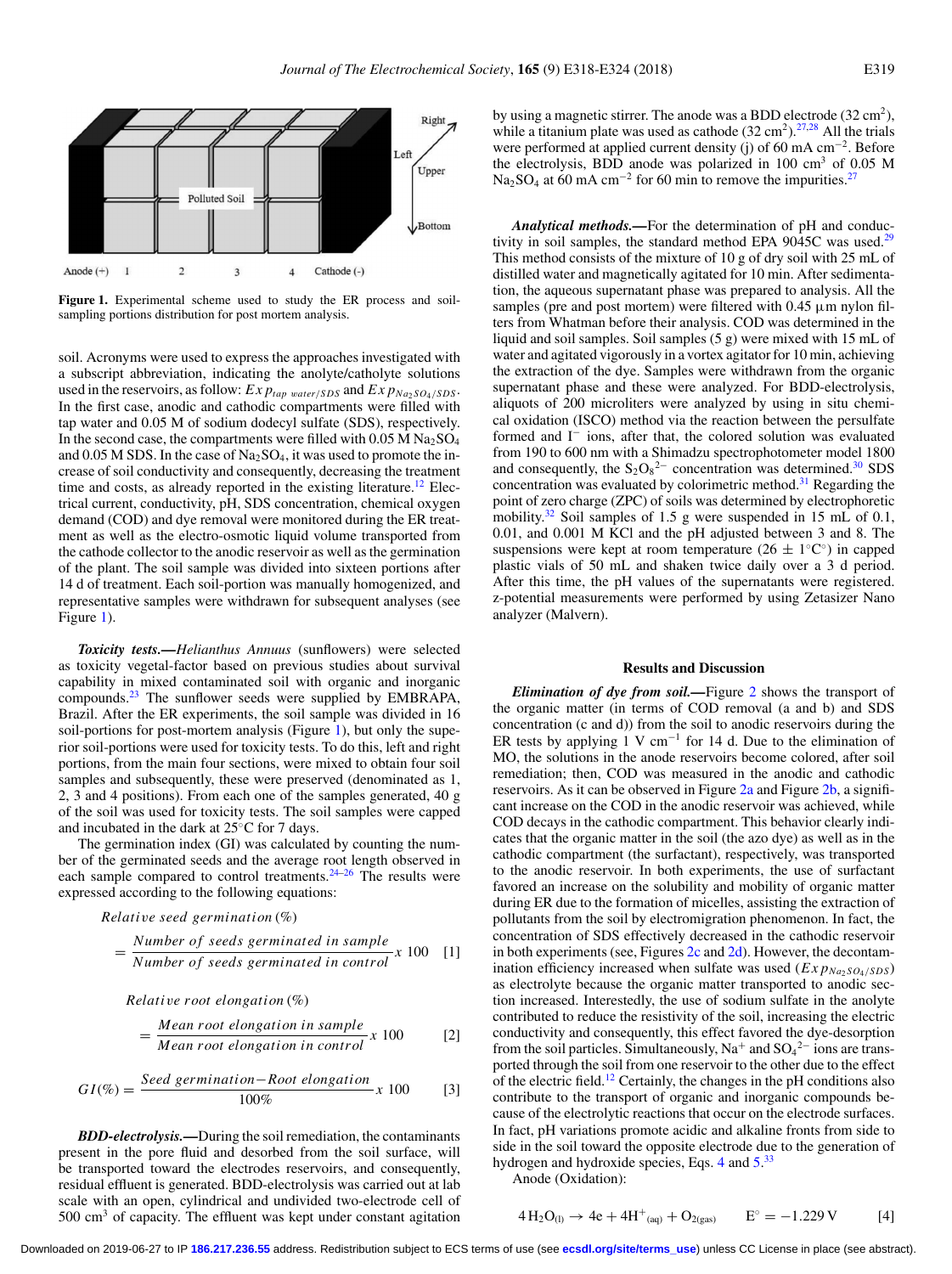Figure 1. Experimental scheme used to study the ER process and soil-sampling portions distribution for post mortem analysis.

soil. Acronyms were used to express the approaches investigated with a subscript abbreviation, indicating the anolyte/catholyte solutions used in the reservoirs, as follow: $Exp_{tap\ water/SDS}$ and $Exp_{Na_2SO_4/SDS}$. In the first case, anodic and cathodic compartments were filled with tap water and 0.05 M of sodium dodecyl sulfate (SDS), respectively. In the second case, the compartments were filled with 0.05 M $Na_2SO_4$ and 0.05 M SDS. In the case of $Na_2SO_4$, it was used to promote the increase of soil conductivity and consequently, decreasing the treatment time and costs, as already reported in the existing literature.[12] Electrical current, conductivity, pH, SDS concentration, chemical oxygen demand (COD) and dye removal were monitored during the ER treatment as well as the electro-osmotic liquid volume transported from the cathode collector to the anodic reservoir as well as the germination of the plant. The soil sample was divided into sixteen portions after 14 d of treatment. Each soil-portion was manually homogenized, and representative samples were withdrawn for subsequent analyses (see Figure 1).

***Toxicity tests.***—*Helianthus Annuus* (sunflowers) were selected as toxicity vegetal-factor based on previous studies about survival capability in mixed contaminated soil with organic and inorganic compounds.[23] The sunflower seeds were supplied by EMBRAPA, Brazil. After the ER experiments, the soil sample was divided in 16 soil-portions for post-mortem analysis (Figure 1), but only the superior soil-portions were used for toxicity tests. To do this, left and right portions, from the main four sections, were mixed to obtain four soil samples and subsequently, these were preserved (denominated as 1, 2, 3 and 4 positions). From each one of the samples generated, 40 g of the soil was used for toxicity tests. The soil samples were capped and incubated in the dark at 25°C for 7 days.

The germination index (GI) was calculated by counting the number of the germinated seeds and the root length observed in each sample compared to control treatments.[24–26] The results were expressed according to the following equations:

$$\text{Relative seed germination}\,(\%) = \frac{\text{Number of seeds germinated in sample}}{\text{Number of seeds germinated in control}} x\ 100 \quad [1]$$

$$\text{Relative root elongation}\,(\%) = \frac{\text{Mean root elongation in sample}}{\text{Mean root elongation in control}} x\ 100 \quad [2]$$

$$GI(\%) = \frac{\text{Seed germination} - \text{Root elongation}}{100\%} x\ 100 \quad [3]$$

***BDD-electrolysis.***—During the soil remediation, the contaminants present in the pore fluid and desorbed from the soil surface, will be transported toward the electrodes reservoirs, and consequently, residual effluent is generated. BDD-electrolysis was carried out at lab scale with an open, cylindrical and undivided two-electrode cell of 500 $cm^3$ of capacity. The effluent was kept under constant agitation by using a magnetic stirrer. The anode was a BDD electrode (32 $cm^2$), while a titanium plate was used as cathode (32 $cm^2$).[27,28] All the trials were performed at applied current density (j) of 60 mA $cm^{-2}$. Before the electrolysis, BDD anode was polarized in 100 $cm^3$ of 0.05 M $Na_2SO_4$ at 60 mA $cm^{-2}$ for 60 min to remove the impurities.[27]

***Analytical methods.***—For the determination of pH and conductivity in soil samples, the standard method EPA 9045C was used.[29] This method consists of the mixture of 10 g of dry soil with 25 mL of distilled water and magnetically agitated for 10 min. After sedimentation, the aqueous supernatant phase was prepared to analysis. All the samples (pre and post mortem) were filtered with 0.45 μm nylon filters from Whatman before their analysis. COD was determined in the liquid and soil samples. Soil samples (5 g) were mixed with 15 mL of water and agitated vigorously in a vortex agitator for 10 min, achieving the extraction of the dye. Samples were withdrawn from the organic supernatant phase and these were analyzed. For BDD-electrolysis, aliquots of 200 microliters were analyzed by using in situ chemical oxidation (ISCO) method via the reaction between the persulfate formed and $I^-$ ions, after that, the colored solution was evaluated from 190 to 600 nm with a Shimadzu spectrophotometer model 1800 and consequently, the $S_2O_8^{2-}$ concentration was determined.[30] SDS concentration was evaluated by colorimetric method.[31] Regarding the point of zero charge (ZPC) of soils was determined by electrophoretic mobility.[32] Soil samples of 1.5 g were suspended in 15 mL of 0.1, 0.01, and 0.001 M KCl and the pH adjusted between 3 and 8. The suspensions were kept at room temperature (26 ± 1°C) in capped plastic vials of 50 mL and shaken twice daily over a 3 d period. After this time, the pH values of the supernatants were registered. z-potential measurements were performed by using Zetasizer Nano analyzer (Malvern).

## Results and Discussion

***Elimination of dye from soil.***—Figure 2 shows the transport of the organic matter (in terms of COD removal (a and b) and SDS concentration (c and d)) from the soil to anodic reservoirs during the ER tests by applying 1 V $cm^{-1}$ for 14 d. Due to the elimination of MO, the solutions in the anode reservoirs become colored, after soil remediation; then, COD was measured in the anodic and cathodic reservoirs. As it can be observed in Figure 2a and Figure 2b, a significant increase on the COD in the anodic reservoir was achieved, while COD decays in the cathodic compartment. This behavior clearly indicates that the organic matter in the soil (the azo dye) as well as in the cathodic compartment (the surfactant), respectively, was transported to the anodic reservoir. In both experiments, the use of surfactant favored an increase on the solubility and mobility of organic matter during ER due to the formation of micelles, assisting the extraction of pollutants from the soil by electromigration phenomenon. In fact, the concentration of SDS effectively decreased in the cathodic reservoir in both experiments (see, Figures 2c and 2d). However, the decontamination efficiency increased when sulfate was used ($Exp_{Na_2SO_4/SDS}$) as electrolyte because the organic matter transported to anodic section increased. Interestingly, the use of sodium sulfate in the anolyte contributed to reduce the resistivity of the soil, increasing the electric conductivity and consequently, this effect favored the dye-desorption from the soil particles. Simultaneously, $Na^+$ and $SO_4^{2-}$ ions are transported through the soil from one reservoir to the other due to the effect of the electric field.[12] Certainly, the changes in the pH conditions also contribute to the transport of organic and inorganic compounds because of the electrolytic reactions that occur on the electrode surfaces. In fact, pH variations promote acidic and alkaline fronts from side to side in the soil toward the opposite electrode due to the generation of hydrogen and hydroxide species, Eqs. 4 and 5.[33]

Anode (Oxidation):

$$4\,H_2O_{(l)} \rightarrow 4e + 4H^+_{(aq)} + O_{2(gas)} \qquad E^\circ = -1.229\,V \qquad [4]$$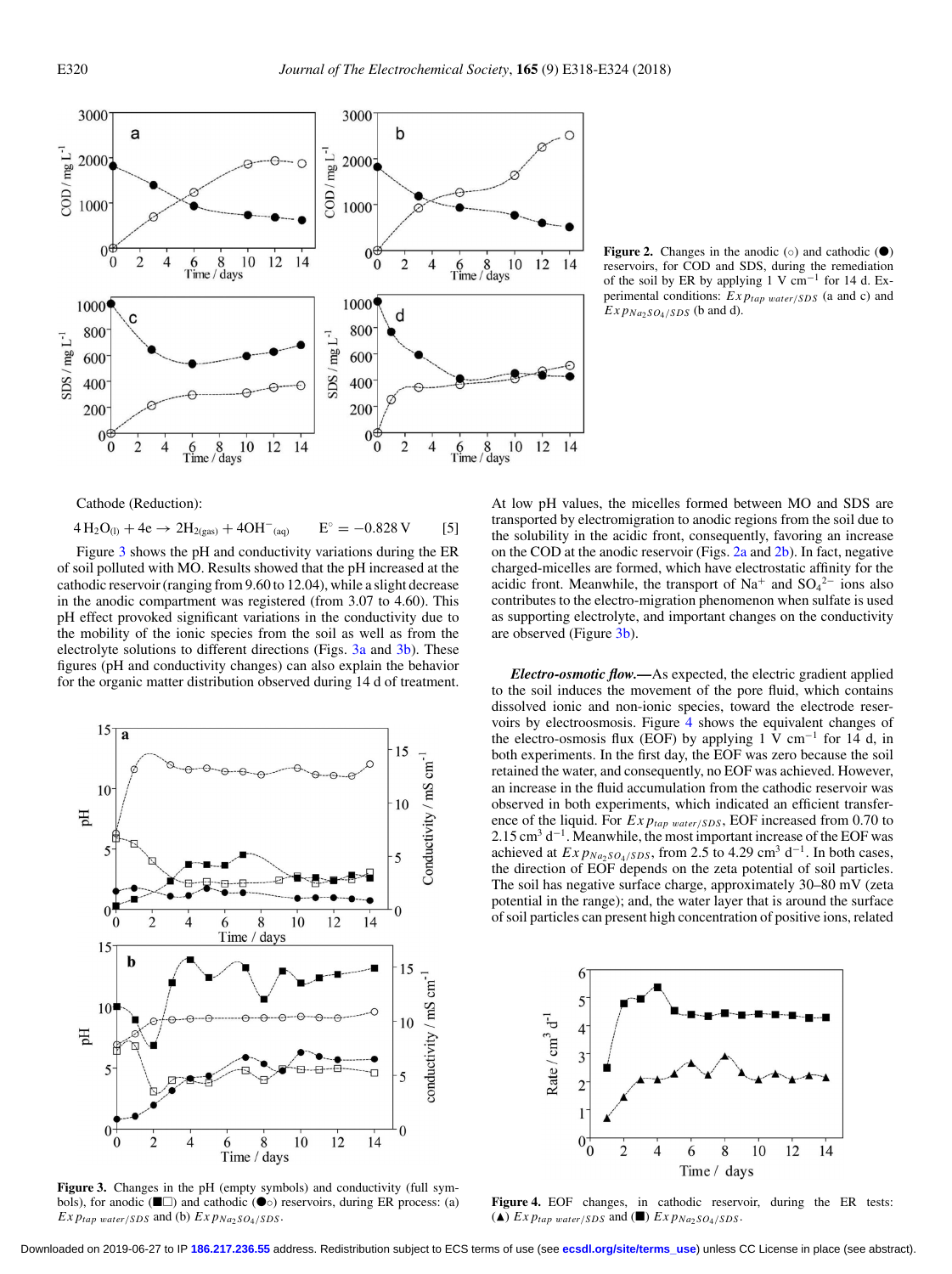Figure 2. Changes in the anodic (○) and cathodic (●) reservoirs, for COD and SDS, during the remediation of the soil by ER by applying 1 V $cm^{-1}$ for 14 d. Experimental conditions: $Exp_{tap\ water/SDS}$ (a and c) and $Exp_{Na_2SO_4/SDS}$ (b and d).

Cathode (Reduction):

$$4\,H_2O_{(l)} + 4e \rightarrow 2H_{2(gas)} + 4OH^-_{(aq)} \qquad E^\circ = -0.828\ V \qquad [5]$$

Figure 3 shows the pH and conductivity variations during the ER of soil polluted with MO. Results showed that the pH increased at the cathodic reservoir (ranging from 9.60 to 12.04), while a slight decrease in the anodic compartment was registered (from 3.07 to 4.60). This pH effect provoked significant variations in the conductivity due to the mobility of the ionic species from the soil as well as from the electrolyte solutions to different directions (Figs. 3a and 3b). These figures (pH and conductivity changes) can also explain the behavior for the organic matter distribution observed during 14 d of treatment.

Figure 3. Changes in the pH (empty symbols) and conductivity (full symbols), for anodic (■□) and cathodic (●○) reservoirs, during ER process: (a) $Exp_{tap\ water/SDS}$ and (b) $Exp_{Na_2SO_4/SDS}$.

At low pH values, the micelles formed between MO and SDS are transported by electromigration to anodic regions from the soil due to the solubility in the acidic front, consequently, favoring an increase on the COD at the anodic reservoir (Figs. 2a and 2b). In fact, negative charged-micelles are formed, which have electrostatic affinity for the acidic front. Meanwhile, the transport of $Na^+$ and $SO_4^{2-}$ ions also contributes to the electro-migration phenomenon when sulfate is used as supporting electrolyte, and important changes on the conductivity are observed (Figure 3b).

***Electro-osmotic flow.***—As expected, the electric gradient applied to the soil induces the movement of the pore fluid, which contains dissolved ionic and non-ionic species, toward the electrode reservoirs by electroosmosis. Figure 4 shows the equivalent changes of the electro-osmosis flux (EOF) by applying 1 V $cm^{-1}$ for 14 d, in both experiments. In the first day, the EOF was zero because the soil retained the water, and consequently, no EOF was achieved. However, an increase in the fluid accumulation from the cathodic reservoir was observed in both experiments, which indicated an efficient transference of the liquid. For $Exp_{tap\ water/SDS}$, EOF increased from 0.70 to 2.15 $cm^3\ d^{-1}$. Meanwhile, the most important increase of the EOF was achieved at $Exp_{Na_2SO_4/SDS}$, from 2.5 to 4.29 $cm^3\ d^{-1}$. In both cases, the direction of EOF depends on the zeta potential of soil particles. The soil has negative surface charge, approximately 30–80 mV (zeta potential in the range); and, the water layer that is around the surface of soil particles can present high concentration of positive ions, related

Figure 4. EOF changes, in cathodic reservoir, during the ER tests: (▲) $Exp_{tap\ water/SDS}$ and (■) $Exp_{Na_2SO_4/SDS}$.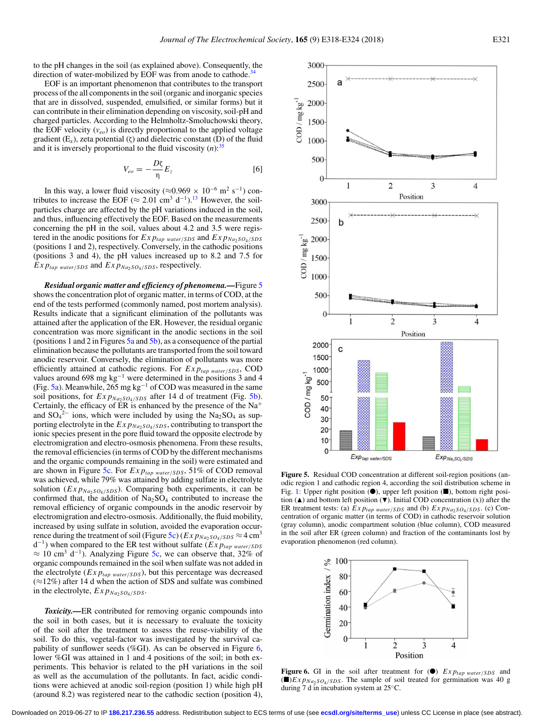to the pH changes in the soil (as explained above). Consequently, the direction of water-mobilized by EOF was from anode to cathode.[34]

EOF is an important phenomenon that contributes to the transport process of the all components in the soil (organic and inorganic species that are in dissolved, suspended, emulsified, or similar forms) but it can contribute in their elimination depending on viscosity, soil-pH and charged particles. According to the Helmholtz-Smoluchowski theory, the EOF velocity ($v_{eo}$) is directly proportional to the applied voltage gradient ($E_z$), zeta potential ($\zeta$) and dielectric constant (D) of the fluid and it is inversely proportional to the fluid viscosity ($n$):[35]

$$V_{eo} = -\frac{D\zeta}{\eta} E_z \tag{6}$$

In this way, a lower fluid viscosity ($\approx 0.969 \times 10^{-6}$ m$^2$ s$^{-1}$) contributes to increase the EOF ($\approx 2.01$ cm$^3$ d$^{-1}$).[13] However, the soil-particles charge are affected by the pH variations induced in the soil, and thus, influencing effectively the EOF. Based on the measurements concerning the pH in the soil, values about 4.2 and 3.5 were registered in the anodic positions for $Exp_{tap\ water/SDS}$ and $Exp_{Na_2SO_4/SDS}$ (positions 1 and 2), respectively. Conversely, in the cathodic positions (positions 3 and 4), the pH values increased up to 8.2 and 7.5 for $Exp_{tap\ water/SDS}$ and $Exp_{Na_2SO_4/SDS}$, respectively.

***Residual organic matter and efficiency of phenomena.***—Figure 5 shows the concentration plot of organic matter, in terms of COD, at the end of the tests performed (commonly named, post mortem analysis). Results indicate that a significant elimination of the pollutants was attained after the application of the ER. However, the residual organic concentration was more significant in the anodic sections in the soil (positions 1 and 2 in Figures 5a and 5b), as a consequence of the partial elimination because the pollutants are transported from the soil toward anodic reservoir. Conversely, the elimination of pollutants was more efficiently attained at cathodic regions. For $Exp_{tap\ water/SDS}$, COD values around 698 mg kg$^{-1}$ were determined in the positions 3 and 4 (Fig. 5a). Meanwhile, 265 mg kg$^{-1}$ of COD was measured in the same soil positions, for $Exp_{Na_2SO_4/SDS}$ after 14 d of treatment (Fig. 5b). Certainly, the efficacy of ER is enhanced by the presence of the $Na^+$ and $SO_4^{2-}$ ions, which were included by using the $Na_2SO_4$ as supporting electrolyte in the $Exp_{Na_2SO_4/SDS}$, contributing to transport the ionic species present in the pore fluid toward the opposite electrode by electromigration and electro-osmosis phenomena. From these results, the removal efficiencies (in terms of COD by the different mechanisms and the organic compounds remaining in the soil) were estimated and are shown in Figure 5c. For $Exp_{tap\ water/SDS}$, 51% of COD removal was achieved, while 79% was attained by adding sulfate in electrolyte solution ($Exp_{Na_2SO_4/SDS}$). Comparing both experiments, it can be confirmed that, the addition of $Na_2SO_4$ contributed to increase the removal efficiency of organic compounds in the anodic reservoir by electromigration and electro-osmosis. Additionally, the fluid mobility, increased by using sulfate in solution, avoided the evaporation occurrence during the treatment of soil (Figure 5c) ($Exp_{Na_2SO_4/SDS} \approx 4$ cm$^3$ d$^{-1}$) when compared to the ER test without sulfate ($Exp_{tap\ water/SDS}$ $\approx 10$ cm$^3$ d$^{-1}$). Analyzing Figure 5c, we can observe that, 32% of organic compounds remained in the soil when sulfate was not added in the electrolyte ($Exp_{tap\ water/SDS}$), but this percentage was decreased ($\approx$12%) after 14 d when the action of SDS and sulfate was combined in the electrolyte, $Exp_{Na_2SO_4/SDS}$.

***Toxicity.***—ER contributed for removing organic compounds into the soil in both cases, but it is necessary to evaluate the toxicity of the soil after the treatment to assess the reuse-viability of the soil. To do this, vegetal-factor was investigated by the survival capability of sunflower seeds (%GI). As can be observed in Figure 6, lower %GI was attained in 1 and 4 positions of the soil; in both experiments. This behavior is related to the pH variations in the soil as well as the accumulation of the pollutants. In fact, acidic conditions were achieved at anodic soil-region (position 1) while high pH (around 8.2) was registered near to the cathodic section (position 4),

**Figure 5.** Residual COD concentration at different soil-region positions (anodic region 1 and cathodic region 4, according the soil distribution scheme in Fig. 1: Upper right position (●), upper left position (■), bottom right position (▲) and bottom left position (▼). Initial COD concentration (x)) after the ER treatment tests: (a) $Exp_{tap\ water/SDS}$ and (b) $Exp_{Na_2SO_4/SDS}$. (c) Concentration of organic matter (in terms of COD) in cathodic reservoir solution (gray column), anodic compartment solution (blue column), COD measured in the soil after ER (green column) and fraction of the contaminants lost by evaporation phenomenon (red column).

**Figure 6.** GI in the soil after treatment for (●) $Exp_{tap\ water/SDS}$ and (■)$Exp_{Na_2SO_4/SDS}$. The sample of soil treated for germination was 40 g during 7 d in incubation system at 25°C.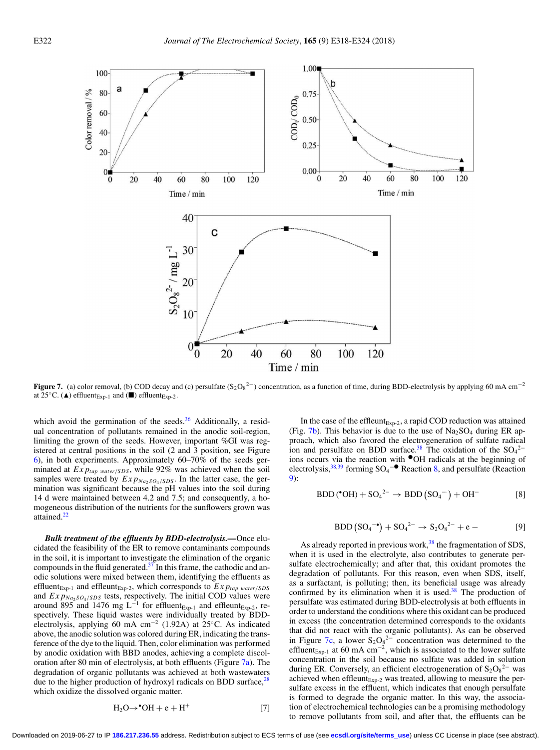Figure 7. (a) color removal, (b) COD decay and (c) persulfate ($S_2O_8^{2-}$) concentration, as a function of time, during BDD-electrolysis by applying 60 mA cm$^{-2}$ at 25°C. (▲) effluent$_{Exp\text{-}1}$ and (■) effluent$_{Exp\text{-}2}$.

which avoid the germination of the seeds.[36] Additionally, a residual concentration of pollutants remained in the anodic soil-region, limiting the grown of the seeds. However, important %GI was registered at central positions in the soil (2 and 3 position, see Figure 6), in both experiments. Approximately 60–70% of the seeds germinated at $Exp_{tap\ water/SDS}$, while 92% was achieved when the soil samples were treated by $Exp_{Na_2SO_4/SDS}$. In the latter case, the germination was significant because the pH values into the soil during 14 d were maintained between 4.2 and 7.5; and consequently, a homogeneous distribution of the nutrients for the sunflowers grown was attained.[22]

***Bulk treatment of the effluents by BDD-electrolysis.***—Once elucidated the feasibility of the ER to remove contaminants compounds in the soil, it is important to investigate the elimination of the organic compounds in the fluid generated.[37] In this frame, the cathodic and anodic solutions were mixed between them, identifying the effluents as effluent$_{Exp\text{-}1}$ and effluent$_{Exp\text{-}2}$, which corresponds to $Exp_{tap\ water/SDS}$ and $Exp_{Na_2SO_4/SDS}$ tests, respectively. The initial COD values were around 895 and 1476 mg L$^{-1}$ for effluent$_{Exp\text{-}1}$ and effluent$_{Exp\text{-}2}$, respectively. These liquid wastes were individually treated by BDD-electrolysis, applying 60 mA cm$^{-2}$ (1.92A) at 25°C. As indicated above, the anodic solution was colored during ER, indicating the transference of the dye to the liquid. Then, color elimination was performed by anodic oxidation with BBD anodes, achieving a complete discoloration after 80 min of electrolysis, at both effluents (Figure 7a). The degradation of organic pollutants was achieved at both wastewaters due to the higher production of hydroxyl radicals on BDD surface,[28] which oxidize the dissolved organic matter.

$$H_2O \rightarrow {}^{\bullet}OH + e + H^+ \qquad [7]$$

In the case of the effluent$_{Exp\text{-}2}$, a rapid COD reduction was attained (Fig. 7b). This behavior is due to the use of $Na_2SO_4$ during ER approach, which also favored the electrogeneration of sulfate radical ion and persulfate on BDD surface.[38] The oxidation of the $SO_4^{2-}$ ions occurs via the reaction with $^{\bullet}OH$ radicals at the beginning of electrolysis,[38,39] forming $SO_4^{-\bullet}$ Reaction 8, and persulfate (Reaction 9):

$$BDD\,({}^{\bullet}OH) + SO_4^{2-} \rightarrow BDD\left(SO_4^{-\cdot}\right) + OH^- \qquad [8]$$

$$BDD\left(SO_4^{-\bullet}\right) + SO_4^{2-} \rightarrow S_2O_8^{2-} + e - \qquad [9]$$

As already reported in previous work,[38] the fragmentation of SDS, when it is used in the electrolyte, also contributes to generate persulfate electrochemically; and after that, this oxidant promotes the degradation of pollutants. For this reason, even when SDS, itself, as a surfactant, is polluting; then, its beneficial usage was already confirmed by its elimination when it is used.[38] The production of persulfate was estimated during BDD-electrolysis at both effluents in order to understand the conditions where this oxidant can be produced in excess (the concentration determined corresponds to the oxidants that did not react with the organic pollutants). As can be observed in Figure 7c, a lower $S_2O_8^{2-}$ concentration was determined to the effluent$_{Exp\text{-}1}$ at 60 mA cm$^{-2}$, which is associated to the lower sulfate concentration in the soil because no sulfate was added in solution during ER. Conversely, an efficient electrogeneration of $S_2O_8^{2-}$ was achieved when effluent$_{Exp\text{-}2}$ was treated, allowing to measure the persulfate excess in the effluent, which indicates that enough persulfate is formed to degrade the organic matter. In this way, the association of electrochemical technologies can be a promising methodology to remove pollutants from soil, and after that, the effluents can be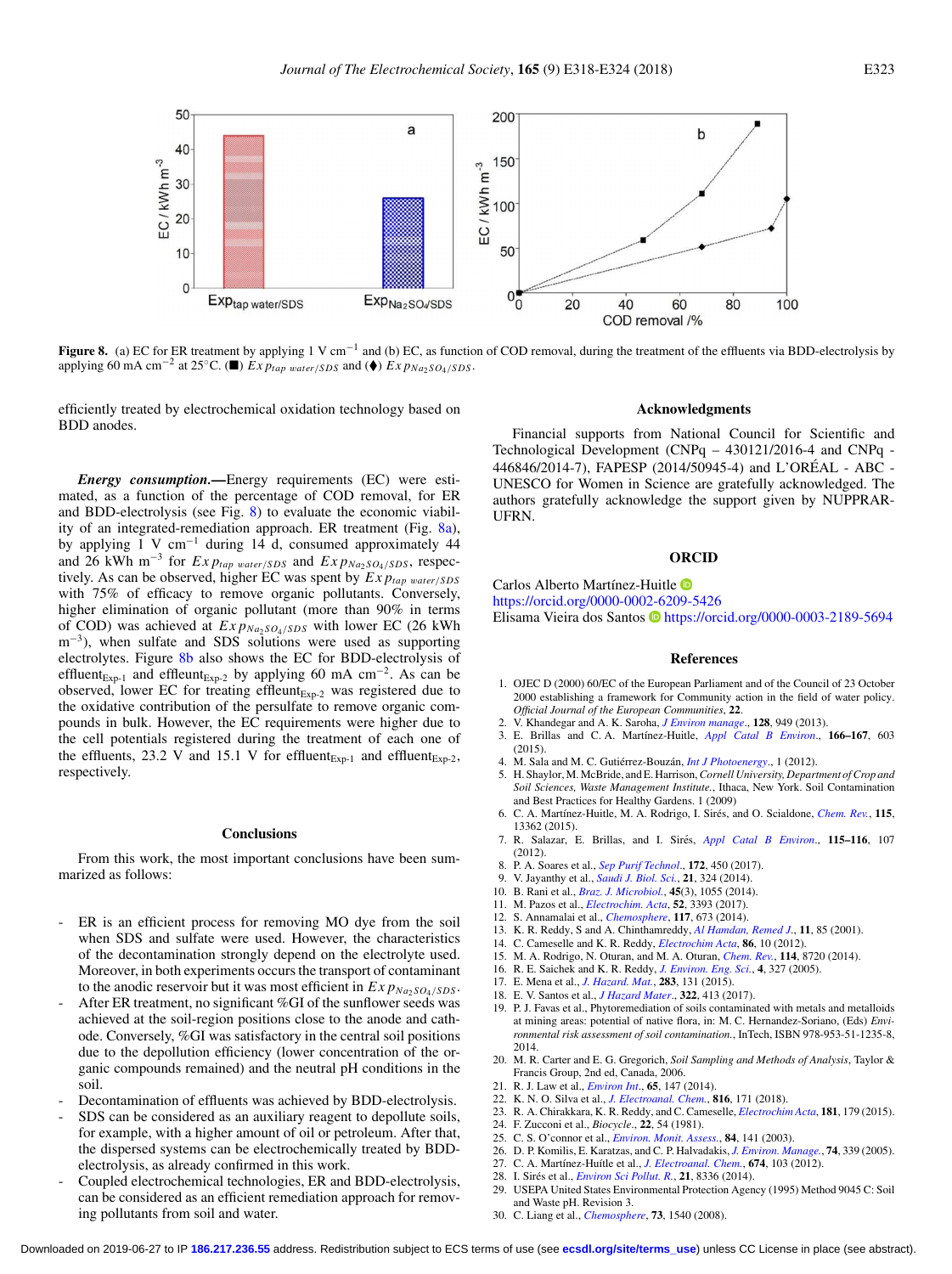Figure 8. (a) EC for ER treatment by applying 1 V cm$^{-1}$ and (b) EC, as function of COD removal, during the treatment of the effluents via BDD-electrolysis by applying 60 mA cm$^{-2}$ at 25°C. (■) $Exp_{tap\ water/SDS}$ and (♦) $Exp_{Na_2SO_4/SDS}$.

efficiently treated by electrochemical oxidation technology based on BDD anodes.

***Energy consumption.***—Energy requirements (EC) were estimated, as a function of the percentage of COD removal, for ER and BDD-electrolysis (see Fig. 8) to evaluate the economic viability in an integrated-remediation approach. ER treatment (Fig. 8a), by applying 1 V cm$^{-1}$ during 14 d, consumed approximately 44 and 26 kWh m$^{-3}$ for $Exp_{tap\ water/SDS}$ and $Exp_{Na_2SO_4/SDS}$, respectively. As can be observed, higher EC was spent by $Exp_{tap\ water/SDS}$ with 75% of efficacy to remove organic pollutants. Conversely, higher elimination of organic pollutant (more than 90% in terms of COD) was achieved at $Exp_{Na_2SO_4/SDS}$ with lower EC (26 kWh m$^{-3}$), when sulfate and SDS solutions were used as supporting electrolytes. Figure 8b also shows the EC for BDD-electrolysis of effluent$_{Exp\text{-}1}$ and effluent$_{Exp\text{-}2}$ by applying 60 mA cm$^{-2}$. As can be observed, lower EC for treating effluent$_{Exp\text{-}2}$ was registered due to the oxidative contribution of the persulfate to remove organic compounds in bulk. However, the EC requirements were higher due to the cell potentials registered during the treatment of each one of the effluents, 23.2 V and 15.1 V for effluent$_{Exp\text{-}1}$ and effluent$_{Exp\text{-}2}$, respectively.

## Conclusions

From this work, the most important conclusions have been summarized as follows:

- ER is an efficient process for removing MO dye from the soil when SDS and sulfate were used. However, the characteristics of the decontamination strongly depend on the electrolyte used. Moreover, in both experiments occurs the transport of contaminant to the anodic reservoir but it was most efficient in $Exp_{Na_2SO_4/SDS}$.
- After ER treatment, no significant %GI of the sunflower seeds was achieved at the soil-region positions close to the anode and cathode. Conversely, %GI was satisfactory in the central soil positions due to the depollution efficiency (lower concentration of the organic compounds remained) and the neutral pH conditions in the soil.
- Decontamination of effluents was achieved by BDD-electrolysis.
- SDS can be considered as an auxiliary reagent to depollute soils, for example, with a higher amount of oil or petroleum. After that, the dispersed systems can be electrochemically treated by BDD-electrolysis, as already confirmed in this work.
- Coupled electrochemical technologies, ER and BDD-electrolysis, can be considered as an efficient remediation approach for removing pollutants from soil and water.

## Acknowledgments

Financial supports from National Council for Scientific and Technological Development (CNPq – 430121/2016-4 and CNPq - 446846/2014-7), FAPESP (2014/50945-4) and L'ORÉAL - ABC - UNESCO for Women in Science are gratefully acknowledged. The authors gratefully acknowledge the support given by NUPPRAR-UFRN.

## ORCID

Carlos Alberto Martínez-Huitle https://orcid.org/0000-0002-6209-5426
Elisama Vieira dos Santos https://orcid.org/0000-0003-2189-5694

## References

1. OJEC D (2000) 60/EC of the European Parliament and of the Council of 23 October 2000 establishing a framework for Community action in the field of water policy. *Official Journal of the European Communities*, **22**.
2. V. Khandegar and A. K. Saroha, *J Environ manage.*, **128**, 949 (2013).
3. E. Brillas and C. A. Martínez-Huitle, *Appl Catal B Environ.*, **166–167**, 603 (2015).
4. M. Sala and M. C. Gutiérrez-Bouzán, *Int J Photoenergy.*, 1 (2012).
5. H. Shaylor, M. McBride, and E. Harrison, *Cornell University, Department of Crop and Soil Sciences, Waste Management Institute.*, Ithaca, New York. Soil Contamination and Best Practices for Healthy Gardens. 1 (2009)
6. C. A. Martínez-Huitle, M. A. Rodrigo, I. Sirés, and O. Scialdone, *Chem. Rev.*, **115**, 13362 (2015).
7. R. Salazar, E. Brillas, and I. Sirés, *Appl Catal B Environ.*, **115–116**, 107 (2012).
8. P. A. Soares et al., *Sep Purif Technol.*, **172**, 450 (2017).
9. V. Jayanthy et al., *Saudi J. Biol. Sci.*, **21**, 324 (2014).
10. B. Rani et al., *Braz. J. Microbiol.*, **45**(3), 1055 (2014).
11. M. Pazos et al., *Electrochim. Acta*, **52**, 3393 (2017).
12. S. Annamalai et al., *Chemosphere*, **117**, 673 (2014).
13. K. R. Reddy, S and A. Chinthamreddy, *Al Hamdan, Remed J.*, **11**, 85 (2001).
14. C. Cameselle and K. R. Reddy, *Electrochim Acta*, **86**, 10 (2012).
15. M. A. Rodrigo, N. Oturan, and M. A. Oturan, *Chem. Rev.*, **114**, 8720 (2014).
16. R. E. Saichek and K. R. Reddy, *J. Environ. Eng. Sci.*, **4**, 327 (2005).
17. E. Mena et al., *J. Hazard. Mat.*, **283**, 131 (2015).
18. E. V. Santos et al., *J Hazard Mater.*, **322**, 413 (2017).
19. P. J. Favas et al., Phytoremediation of soils contaminated with metals and metalloids at mining areas: potential of native flora, in: M. C. Hernandez-Soriano, (Eds) *Environmental risk assessment of soil contamination.*, InTech, ISBN 978-953-51-1235-8, 2014.
20. M. R. Carter and E. G. Gregorich, *Soil Sampling and Methods of Analysis*, Taylor & Francis Group, 2nd ed, Canada, 2006.
21. R. J. Law et al., *Environ Int.*, **65**, 147 (2014).
22. K. N. O. Silva et al., *J. Electroanal. Chem.*, **816**, 171 (2018).
23. R. A. Chirakkara, K. R. Reddy, and C. Cameselle, *Electrochim Acta*, **181**, 179 (2015).
24. F. Zucconi et al., *Biocycle.*, **22**, 54 (1981).
25. C. S. O'connor et al., *Environ. Monit. Assess.*, **84**, 141 (2003).
26. D. P. Komilis, E. Karatzas, and C. P. Halvadakis, *J. Environ. Manage.*, **74**, 339 (2005).
27. C. A. Martínez-Huítle et al., *J. Electroanal. Chem.*, **674**, 103 (2012).
28. I. Sirés et al., *Environ Sci Pollut. R.*, **21**, 8336 (2014).
29. USEPA United States Environmental Protection Agency (1995) Method 9045 C: Soil and Waste pH. Revision 3.
30. C. Liang et al., *Chemosphere*, **73**, 1540 (2008).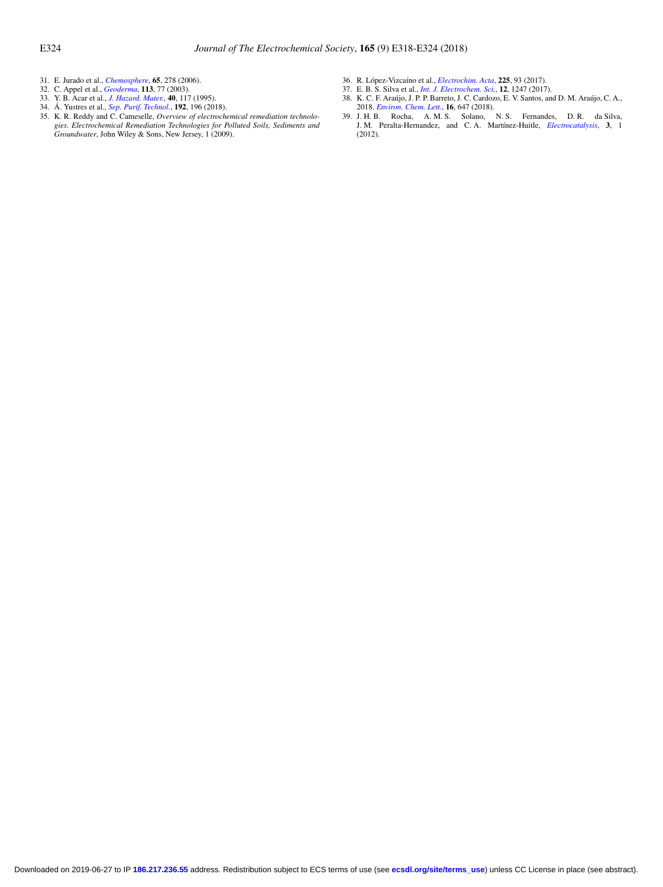31. E. Jurado et al., *Chemosphere*, **65**, 278 (2006).
32. C. Appel et al., *Geoderma*, **113**, 77 (2003).
33. Y. B. Acar et al., *J. Hazard. Mater.*, **40**, 117 (1995).
34. Á. Yustres et al., *Sep. Purif. Technol.*, **192**, 196 (2018).
35. K. R. Reddy and C. Cameselle, *Overview of electrochemical remediation technologies. Electrochemical Remediation Technologies for Polluted Soils, Sediments and Groundwater*, John Wiley & Sons, New Jersey, 1 (2009).
36. R. López-Vizcaíno et al., *Electrochim. Acta*, **225**, 93 (2017).
37. E. B. S. Silva et al., *Int. J. Electrochem. Sci.*, **12**, 1247 (2017).
38. K. C. F. Araújo, J. P. P. Barreto, J. C. Cardozo, E. V. Santos, and D. M. Araújo, C. A., 2018. *Environ. Chem. Lett.*, **16**, 647 (2018).
39. J. H. B. Rocha, A. M. S. Solano, N. S. Fernandes, D. R. da Silva, J. M. Peralta-Hernandez, and C. A. Martínez-Huitle, *Electrocatalysis*, **3**, 1 (2012).

Downloaded on 2019-06-27 to IP 186.217.236.55 address. Redistribution subject to ECS terms of use (see ecsdl.org/site/terms_use) unless CC License in place (see abstract).